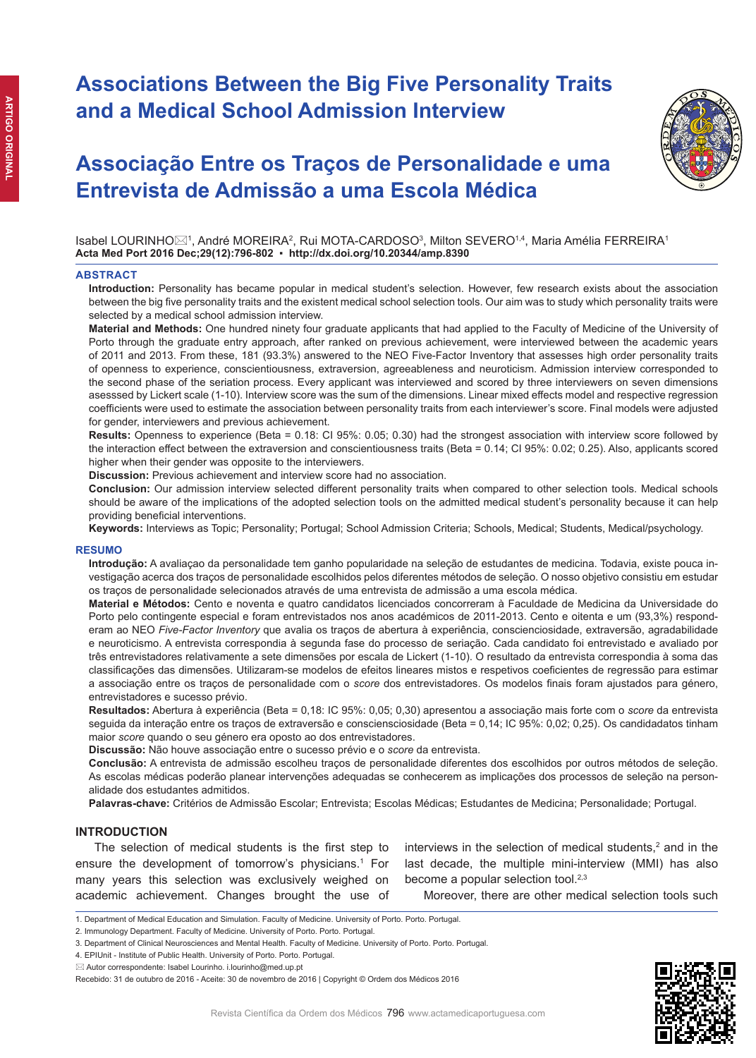# Associations Between the Big Five Personality Traits and a Medical School Admission Interview

# Associação Entre os Traços de Personalidade e uma Entrevista de Admissão a uma Escola Médica

Isabel LOURINHO✉[1], André MOREIRA[2], Rui MOTA-CARDOSO[3], Milton SEVERO[1,4], Maria Amélia FERREIRA[1]

**Acta Med Port 2016 Dec;29(12):796-802 ▪ http://dx.doi.org/10.20344/amp.8390**

## ABSTRACT

**Introduction:** Personality has became popular in medical student's selection. However, few research exists about the association between the big five personality traits and the existent medical school selection tools. Our aim was to study which personality traits were selected by a medical school admission interview.

**Material and Methods:** One hundred ninety four graduate applicants that had applied to the Faculty of Medicine of the University of Porto through the graduate entry approach, after ranked on previous achievement, were interviewed between the academic years of 2011 and 2013. From these, 181 (93.3%) answered to the NEO Five-Factor Inventory that assesses high order personality traits of openness to experience, conscientiousness, extraversion, agreeableness and neuroticism. Admission interview corresponded to the second phase of the seriation process. Every applicant was interviewed and scored by three interviewers on seven dimensions asesssed by Lickert scale (1-10). Interview score was the sum of the dimensions. Linear mixed effects model and respective regression coefficients were used to estimate the association between personality traits from each interviewer's score. Final models were adjusted for gender, interviewers and previous achievement.

**Results:** Openness to experience (Beta = 0.18: CI 95%: 0.05; 0.30) had the strongest association with interview score followed by the interaction effect between the extraversion and conscientiousness traits (Beta = 0.14; CI 95%: 0.02; 0.25). Also, applicants scored higher when their gender was opposite to the interviewers.

**Discussion:** Previous achievement and interview score had no association.

**Conclusion:** Our admission interview selected different personality traits when compared to other selection tools. Medical schools should be aware of the implications of the adopted selection tools on the admitted medical student's personality because it can help providing beneficial interventions.

**Keywords:** Interviews as Topic; Personality; Portugal; School Admission Criteria; Schools, Medical; Students, Medical/psychology.

## RESUMO

**Introdução:** A avaliaçao da personalidade tem ganho popularidade na seleção de estudantes de medicina. Todavia, existe pouca investigação acerca dos traços de personalidade escolhidos pelos diferentes métodos de seleção. O nosso objetivo consistiu em estudar os traços de personalidade selecionados através de uma entrevista de admissão a uma escola médica.

**Material e Métodos:** Cento e noventa e quatro candidatos licenciados concorreram à Faculdade de Medicina da Universidade do Porto pelo contingente especial e foram entrevistados nos anos académicos de 2011-2013. Cento e oitenta e um (93,3%) responderam ao NEO *Five-Factor Inventory* que avalia os traços de abertura à experiência, conscienciosidade, extraversão, agradabilidade e neuroticismo. A entrevista correspondia à segunda fase do processo de seriação. Cada candidato foi entrevistado e avaliado por três entrevistadores relativamente a sete dimensões por escala de Lickert (1-10). O resultado da entrevista correspondia à soma das classificações das dimensões. Utilizaram-se modelos de efeitos lineares mistos e respetivos coeficientes de regressão para estimar a associação entre os traços de personalidade com o *score* dos entrevistadores. Os modelos finais foram ajustados para género, entrevistadores e sucesso prévio.

**Resultados:** Abertura à experiência (Beta = 0,18; IC 95%: 0,05; 0,30) apresentou a associação mais forte com o *score* da entrevista seguida da interação entre os traços de extraversão e consciensciosidade (Beta = 0,14; IC 95%: 0,02; 0,25). Os candidadatos tinham maior *score* quando o seu género era oposto ao dos entrevistadores.

**Discussão:** Não houve associação entre o sucesso prévio e o *score* da entrevista.

**Conclusão:** A entrevista de admissão escolheu traços de personalidade diferentes dos escolhidos por outros métodos de seleção. As escolas médicas poderão planear intervenções adequadas se conhecerem as implicações dos processos de seleção na personalidade dos estudantes admitidos.

**Palavras-chave:** Critérios de Admissão Escolar; Entrevista; Escolas Médicas; Estudantes de Medicina; Personalidade; Portugal.

## INTRODUCTION

The selection of medical students is the first step to ensure the development of tomorrow's physicians.[1] For many years this selection was exclusively weighed on academic achievement. Changes brought the use of interviews in the selection of medical students,[2] and in the last decade, the multiple mini-interview (MMI) has also become a popular selection tool.[2,3]

Moreover, there are other medical selection tools such

1. Department of Medical Education and Simulation. Faculty of Medicine. University of Porto. Porto. Portugal.
2. Immunology Department. Faculty of Medicine. University of Porto. Porto. Portugal.
3. Department of Clinical Neurosciences and Mental Health. Faculty of Medicine. University of Porto. Porto. Portugal.
4. EPIUnit - Institute of Public Health. University of Porto. Porto. Portugal.

✉ Autor correspondente: Isabel Lourinho. i.lourinho@med.up.pt

Recebido: 31 de outubro de 2016 - Aceite: 30 de novembro de 2016 | Copyright © Ordem dos Médicos 2016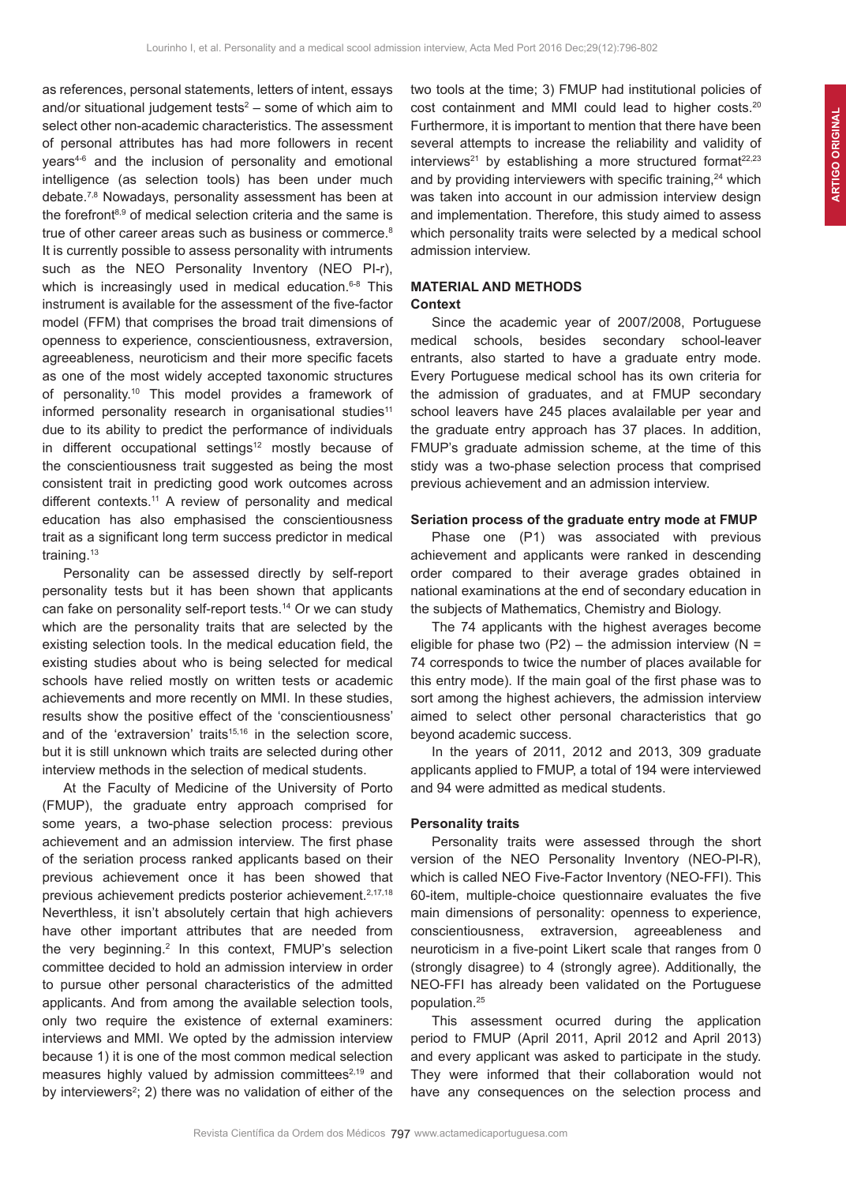as references, personal statements, letters of intent, essays and/or situational judgement tests[2] – some of which aim to select other non-academic characteristics. The assessment of personal attributes has had more followers in recent years[4-6] and the inclusion of personality and emotional intelligence (as selection tools) has been under much debate.[7,8] Nowadays, personality assessment has been at the forefront[8,9] of medical selection criteria and the same is true of other career areas such as business or commerce.[8] It is currently possible to assess personality with intruments such as the NEO Personality Inventory (NEO PI-r), which is increasingly used in medical education.[6-8] This instrument is available for the assessment of the five-factor model (FFM) that comprises the broad trait dimensions of openness to experience, conscientiousness, extraversion, agreeableness, neuroticism and their more specific facets as one of the most widely accepted taxonomic structures of personality.[10] This model provides a framework of informed personality research in organisational studies[11] due to its ability to predict the performance of individuals in different occupational settings[12] mostly because of the conscientiousness trait suggested as being the most consistent trait in predicting good work outcomes across different contexts.[11] A review of personality and medical education has also emphasised the conscientiousness trait as a significant long term success predictor in medical training.[13]

Personality can be assessed directly by self-report personality tests but it has been shown that applicants can fake on personality self-report tests.[14] Or we can study which are the personality traits that are selected by the existing selection tools. In the medical education field, the existing studies about who is being selected for medical schools have relied mostly on written tests or academic achievements and more recently on MMI. In these studies, results show the positive effect of the 'conscientiousness' and of the 'extraversion' traits[15,16] in the selection score, but it is still unknown which traits are selected during other interview methods in the selection of medical students.

At the Faculty of Medicine of the University of Porto (FMUP), the graduate entry approach comprised for some years, a two-phase selection process: previous achievement and an admission interview. The first phase of the seriation process ranked applicants based on their previous achievement once it has been showed that previous achievement predicts posterior achievement.[2,17,18] Neverthless, it isn't absolutely certain that high achievers have other important attributes that are needed from the very beginning.[2] In this context, FMUP's selection committee decided to hold an admission interview in order to pursue other personal characteristics of the admitted applicants. And from among the available selection tools, only two require the existence of external examiners: interviews and MMI. We opted by the admission interview because 1) it is one of the most common medical selection measures highly valued by admission committees[2,19] and by interviewers[2]; 2) there was no validation of either of the two tools at the time; 3) FMUP had institutional policies of cost containment and MMI could lead to higher costs.[20] Furthermore, it is important to mention that there have been several attempts to increase the reliability and validity of interviews[21] by establishing a more structured format[22,23] and by providing interviewers with specific training,[24] which was taken into account in our admission interview design and implementation. Therefore, this study aimed to assess which personality traits were selected by a medical school admission interview.

## MATERIAL AND METHODS

### Context

Since the academic year of 2007/2008, Portuguese medical schools, besides secondary school-leaver entrants, also started to have a graduate entry mode. Every Portuguese medical school has its own criteria for the admission of graduates, and at FMUP secondary school leavers have 245 places avalailable per year and the graduate entry approach has 37 places. In addition, FMUP's graduate admission scheme, at the time of this stidy was a two-phase selection process that comprised previous achievement and an admission interview.

### Seriation process of the graduate entry mode at FMUP

Phase one (P1) was associated with previous achievement and applicants were ranked in descending order compared to their average grades obtained in national examinations at the end of secondary education in the subjects of Mathematics, Chemistry and Biology.

The 74 applicants with the highest averages become eligible for phase two (P2) – the admission interview (N = 74 corresponds to twice the number of places available for this entry mode). If the main goal of the first phase was to sort among the highest achievers, the admission interview aimed to select other personal characteristics that go beyond academic success.

In the years of 2011, 2012 and 2013, 309 graduate applicants applied to FMUP, a total of 194 were interviewed and 94 were admitted as medical students.

### Personality traits

Personality traits were assessed through the short version of the NEO Personality Inventory (NEO-PI-R), which is called NEO Five-Factor Inventory (NEO-FFI). This 60-item, multiple-choice questionnaire evaluates the five main dimensions of personality: openness to experience, conscientiousness, extraversion, agreeableness and neuroticism in a five-point Likert scale that ranges from 0 (strongly disagree) to 4 (strongly agree). Additionally, the NEO-FFI has already been validated on the Portuguese population.[25]

This assessment ocurred during the application period to FMUP (April 2011, April 2012 and April 2013) and every applicant was asked to participate in the study. They were informed that their collaboration would not have any consequences on the selection process and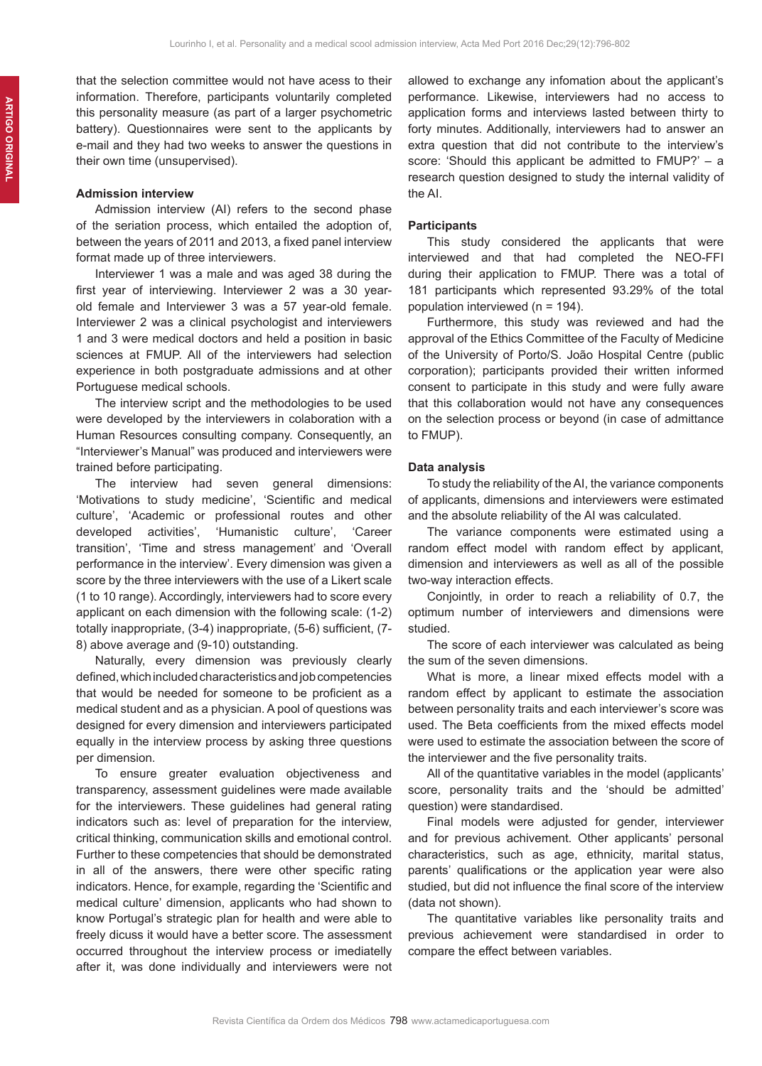that the selection committee would not have acess to their information. Therefore, participants voluntarily completed this personality measure (as part of a larger psychometric battery). Questionnaires were sent to the applicants by e-mail and they had two weeks to answer the questions in their own time (unsupervised).

### Admission interview

Admission interview (AI) refers to the second phase of the seriation process, which entailed the adoption of, between the years of 2011 and 2013, a fixed panel interview format made up of three interviewers.

Interviewer 1 was a male and was aged 38 during the first year of interviewing. Interviewer 2 was a 30 year-old female and Interviewer 3 was a 57 year-old female. Interviewer 2 was a clinical psychologist and interviewers 1 and 3 were medical doctors and held a position in basic sciences at FMUP. All of the interviewers had selection experience in both postgraduate admissions and at other Portuguese medical schools.

The interview script and the methodologies to be used were developed by the interviewers in colaboration with a Human Resources consulting company. Consequently, an "Interviewer's Manual" was produced and interviewers were trained before participating.

The interview had seven general dimensions: 'Motivations to study medicine', 'Scientific and medical culture', 'Academic or professional routes and other developed activities', 'Humanistic culture', 'Career transition', 'Time and stress management' and 'Overall performance in the interview'. Every dimension was given a score by the three interviewers with the use of a Likert scale (1 to 10 range). Accordingly, interviewers had to score every applicant on each dimension with the following scale: (1-2) totally inappropriate, (3-4) inappropriate, (5-6) sufficient, (7-8) above average and (9-10) outstanding.

Naturally, every dimension was previously clearly defined, which included characteristics and job competencies that would be needed for someone to be proficient as a medical student and as a physician. A pool of questions was designed for every dimension and interviewers participated equally in the interview process by asking three questions per dimension.

To ensure greater evaluation objectiveness and transparency, assessment guidelines were made available for the interviewers. These guidelines had general rating indicators such as: level of preparation for the interview, critical thinking, communication skills and emotional control. Further to these competencies that should be demonstrated in all of the answers, there were other specific rating indicators. Hence, for example, regarding the 'Scientific and medical culture' dimension, applicants who had shown to know Portugal's strategic plan for health and were able to freely dicuss it would have a better score. The assessment occurred throughout the interview process or imediatelly after it, was done individually and interviewers were not allowed to exchange any infomation about the applicant's performance. Likewise, interviewers had no access to application forms and interviews lasted between thirty to forty minutes. Additionally, interviewers had to answer an extra question that did not contribute to the interview's score: 'Should this applicant be admitted to FMUP?' – a research question designed to study the internal validity of the AI.

### Participants

This study considered the applicants that were interviewed and that had completed the NEO-FFI during their application to FMUP. There was a total of 181 participants which represented 93.29% of the total population interviewed (n = 194).

Furthermore, this study was reviewed and had the approval of the Ethics Committee of the Faculty of Medicine of the University of Porto/S. João Hospital Centre (public corporation); participants provided their written informed consent to participate in this study and were fully aware that this collaboration would not have any consequences on the selection process or beyond (in case of admittance to FMUP).

### Data analysis

To study the reliability of the AI, the variance components of applicants, dimensions and interviewers were estimated and the absolute reliability of the AI was calculated.

The variance components were estimated using a random effect model with random effect by applicant, dimension and interviewers as well as all of the possible two-way interaction effects.

Conjointly, in order to reach a reliability of 0.7, the optimum number of interviewers and dimensions were studied.

The score of each interviewer was calculated as being the sum of the seven dimensions.

What is more, a linear mixed effects model with a random effect by applicant to estimate the association between personality traits and each interviewer's score was used. The Beta coefficients from the mixed effects model were used to estimate the association between the score of the interviewer and the five personality traits.

All of the quantitative variables in the model (applicants' score, personality traits and the 'should be admitted' question) were standardised.

Final models were adjusted for gender, interviewer and for previous achivement. Other applicants' personal characteristics, such as age, ethnicity, marital status, parents' qualifications or the application year were also studied, but did not influence the final score of the interview (data not shown).

The quantitative variables like personality traits and previous achievement were standardised in order to compare the effect between variables.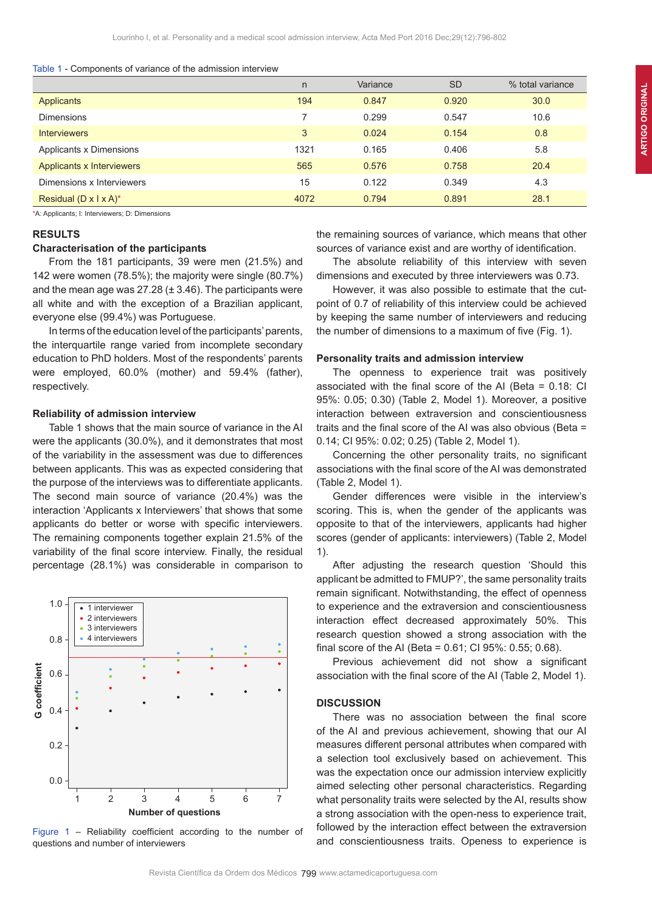Table 1 - Components of variance of the admission interview

| | n | Variance | SD | % total variance |
|---|---|---|---|---|
| Applicants | 194 | 0.847 | 0.920 | 30.0 |
| Dimensions | 7 | 0.299 | 0.547 | 10.6 |
| Interviewers | 3 | 0.024 | 0.154 | 0.8 |
| Applicants x Dimensions | 1321 | 0.165 | 0.406 | 5.8 |
| Applicants x Interviewers | 565 | 0.576 | 0.758 | 20.4 |
| Dimensions x Interviewers | 15 | 0.122 | 0.349 | 4.3 |
| Residual (D x I x A)* | 4072 | 0.794 | 0.891 | 28.1 |

*A: Applicants; I: Interviewers; D: Dimensions

## RESULTS

### Characterisation of the participants

From the 181 participants, 39 were men (21.5%) and 142 were women (78.5%); the majority were single (80.7%) and the mean age was 27.28 (± 3.46). The participants were all white and with the exception of a Brazilian applicant, everyone else (99.4%) was Portuguese.

In terms of the education level of the participants' parents, the interquartile range varied from incomplete secondary education to PhD holders. Most of the respondents' parents were employed, 60.0% (mother) and 59.4% (father), respectively.

### Reliability of admission interview

Table 1 shows that the main source of variance in the AI were the applicants (30.0%), and it demonstrates that most of the variability in the assessment was due to differences between applicants. This was as expected considering that the purpose of the interviews was to differentiate applicants. The second main source of variance (20.4%) was the interaction 'Applicants x Interviewers' that shows that some applicants do better or worse with specific interviewers. The remaining components together explain 21.5% of the variability of the final score interview. Finally, the residual percentage (28.1%) was considerable in comparison to the remaining sources of variance, which means that other sources of variance exist and are worthy of identification.

The absolute reliability of this interview with seven dimensions and executed by three interviewers was 0.73.

However, it was also possible to estimate that the cut-point of 0.7 of reliability of this interview could be achieved by keeping the same number of interviewers and reducing the number of dimensions to a maximum of five (Fig. 1).

Figure 1 – Reliability coefficient according to the number of questions and number of interviewers

### Personality traits and admission interview

The openness to experience trait was positively associated with the final score of the AI (Beta = 0.18: CI 95%: 0.05; 0.30) (Table 2, Model 1). Moreover, a positive interaction between extraversion and conscientiousness traits and the final score of the AI was also obvious (Beta = 0.14; CI 95%: 0.02; 0.25) (Table 2, Model 1).

Concerning the other personality traits, no significant associations with the final score of the AI was demonstrated (Table 2, Model 1).

Gender differences were visible in the interview's scoring. This is, when the gender of the applicants was opposite to that of the interviewers, applicants had higher scores (gender of applicants: interviewers) (Table 2, Model 1).

After adjusting the research question 'Should this applicant be admitted to FMUP?', the same personality traits remain significant. Notwithstanding, the effect of openness to experience and the extraversion and conscientiousness interaction effect decreased approximately 50%. This research question showed a strong association with the final score of the AI (Beta = 0.61; CI 95%: 0.55; 0.68).

Previous achievement did not show a significant association with the final score of the AI (Table 2, Model 1).

## DISCUSSION

There was no association between the final score of the AI and previous achievement, showing that our AI measures different personal attributes when compared with a selection tool exclusively based on achievement. This was the expectation once our admission interview explicitly aimed selecting other personal characteristics. Regarding what personality traits were selected by the AI, results show a strong association with the open-ness to experience trait, followed by the interaction effect between the extraversion and conscientiousness traits. Openess to experience is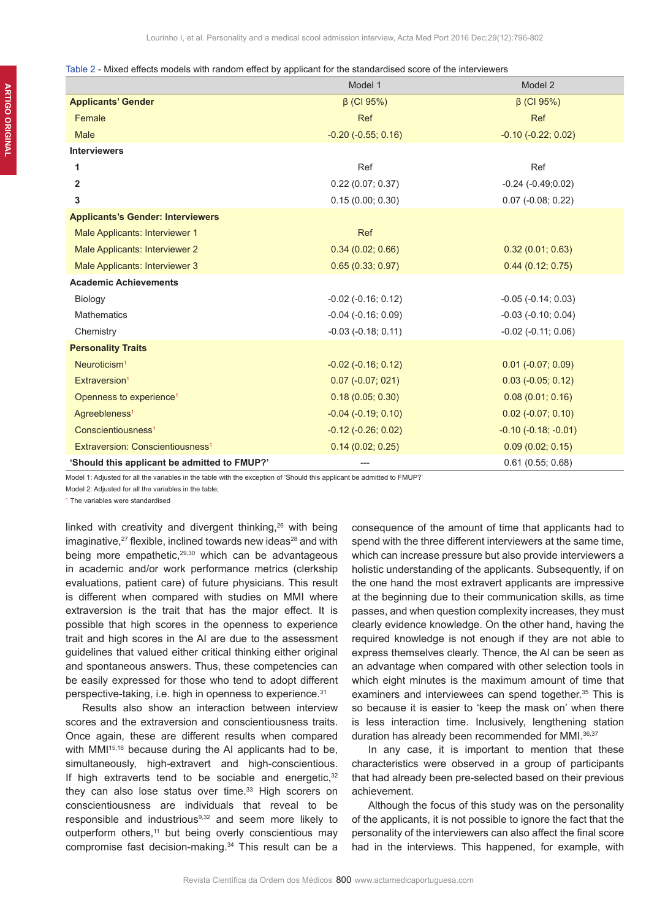Table 2 - Mixed effects models with random effect by applicant for the standardised score of the interviewers

| | Model 1 | Model 2 |
|---|---|---|
| **Applicants' Gender** | β (CI 95%) | β (CI 95%) |
| Female | Ref | Ref |
| Male | -0.20 (-0.55; 0.16) | -0.10 (-0.22; 0.02) |
| **Interviewers** | | |
| **1** | Ref | Ref |
| **2** | 0.22 (0.07; 0.37) | -0.24 (-0.49;0.02) |
| **3** | 0.15 (0.00; 0.30) | 0.07 (-0.08; 0.22) |
| **Applicants's Gender: Interviewers** | | |
| Male Applicants: Interviewer 1 | Ref | |
| Male Applicants: Interviewer 2 | 0.34 (0.02; 0.66) | 0.32 (0.01; 0.63) |
| Male Applicants: Interviewer 3 | 0.65 (0.33; 0.97) | 0.44 (0.12; 0.75) |
| **Academic Achievements** | | |
| Biology | -0.02 (-0.16; 0.12) | -0.05 (-0.14; 0.03) |
| Mathematics | -0.04 (-0.16; 0.09) | -0.03 (-0.10; 0.04) |
| Chemistry | -0.03 (-0.18; 0.11) | -0.02 (-0.11; 0.06) |
| **Personality Traits** | | |
| Neuroticism[1] | -0.02 (-0.16; 0.12) | 0.01 (-0.07; 0.09) |
| Extraversion[1] | 0.07 (-0.07; 021) | 0.03 (-0.05; 0.12) |
| Openness to experience[1] | 0.18 (0.05; 0.30) | 0.08 (0.01; 0.16) |
| Agreebleness[1] | -0.04 (-0.19; 0.10) | 0.02 (-0.07; 0.10) |
| Conscientiousness[1] | -0.12 (-0.26; 0.02) | -0.10 (-0.18; -0.01) |
| Extraversion: Conscientiousness[1] | 0.14 (0.02; 0.25) | 0.09 (0.02; 0.15) |
| **'Should this applicant be admitted to FMUP?'** | --- | 0.61 (0.55; 0.68) |

Model 1: Adjusted for all the variables in the table with the exception of 'Should this applicant be admitted to FMUP?'

Model 2: Adjusted for all the variables in the table;

[1] The variables were standardised

linked with creativity and divergent thinking,[26] with being imaginative,[27] flexible, inclined towards new ideas[28] and with being more empathetic,[29,30] which can be advantageous in academic and/or work performance metrics (clerkship evaluations, patient care) of future physicians. This result is different when compared with studies on MMI where extraversion is the trait that has the major effect. It is possible that high scores in the openness to experience trait and high scores in the AI are due to the assessment guidelines that valued either critical thinking either original and spontaneous answers. Thus, these competencies can be easily expressed for those who tend to adopt different perspective-taking, i.e. high in openness to experience.[31]

Results also show an interaction between interview scores and the extraversion and conscientiousness traits. Once again, these are different results when compared with MMI[15,16] because during the AI applicants had to be, simultaneously, high-extravert and high-conscientious. If high extraverts tend to be sociable and energetic,[32] they can also lose status over time.[33] High scorers on conscientiousness are individuals that reveal to be responsible and industrious[9,32] and seem more likely to outperform others,[11] but being overly conscientious may compromise fast decision-making.[34] This result can be a consequence of the amount of time that applicants had to spend with the three different interviewers at the same time, which can increase pressure but also provide interviewers a holistic understanding of the applicants. Subsequently, if on the one hand the most extravert applicants are impressive at the beginning due to their communication skills, as time passes, and when question complexity increases, they must clearly evidence knowledge. On the other hand, having the required knowledge is not enough if they are not able to express themselves clearly. Thence, the AI can be seen as an advantage when compared with other selection tools in which eight minutes is the maximum amount of time that examiners and interviewees can spend together.[35] This is so because it is easier to 'keep the mask on' when there is less interaction time. Inclusively, lengthening station duration has already been recommended for MMI.[36,37]

In any case, it is important to mention that these characteristics were observed in a group of participants that had already been pre-selected based on their previous achievement.

Although the focus of this study was on the personality of the applicants, it is not possible to ignore the fact that the personality of the interviewers can also affect the final score had in the interviews. This happened, for example, with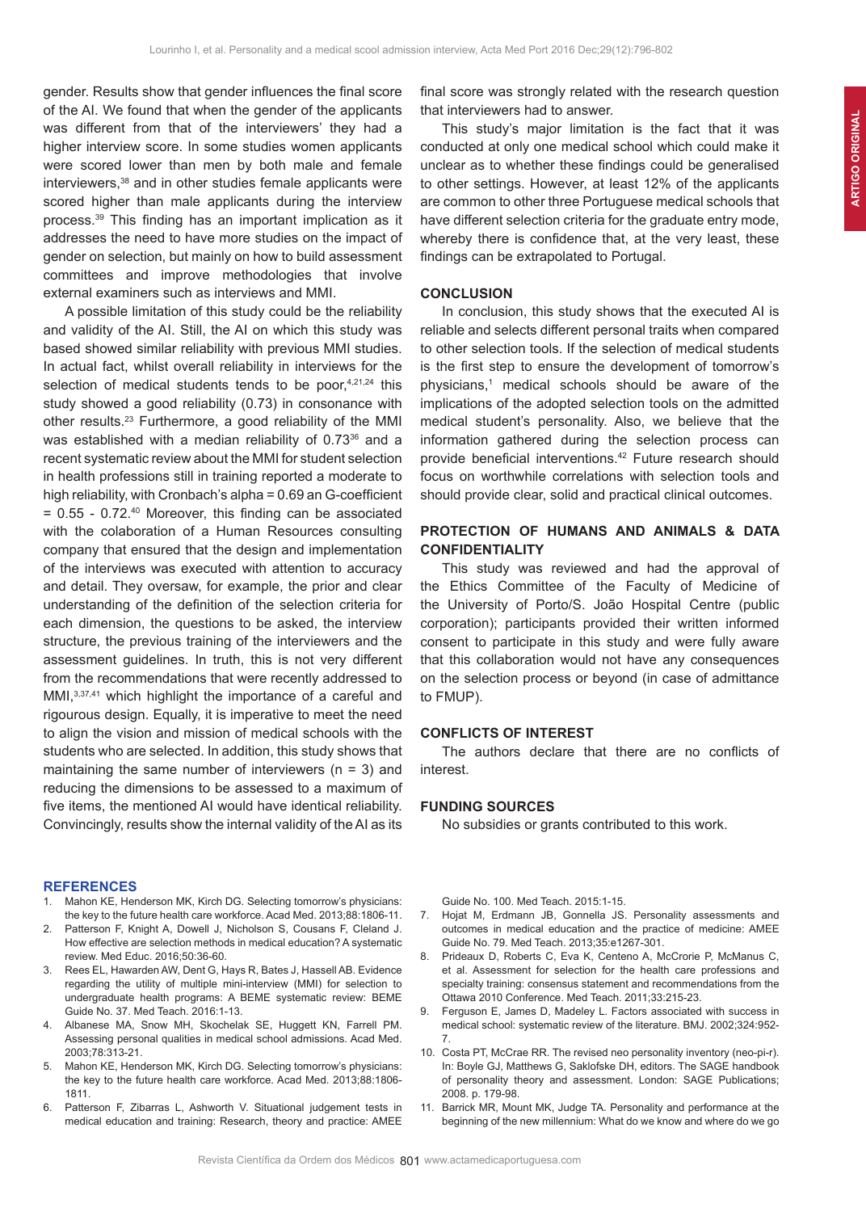gender. Results show that gender influences the final score of the AI. We found that when the gender of the applicants was different from that of the interviewers' they had a higher interview score. In some studies women applicants were scored lower than men by both male and female interviewers,[38] and in other studies female applicants were scored higher than male applicants during the interview process.[39] This finding has an important implication as it addresses the need to have more studies on the impact of gender on selection, but mainly on how to build assessment committees and improve methodologies that involve external examiners such as interviews and MMI.

A possible limitation of this study could be the reliability and validity of the AI. Still, the AI on which this study was based showed similar reliability with previous MMI studies. In actual fact, whilst overall reliability in interviews for the selection of medical students tends to be poor,[4,21,24] this study showed a good reliability (0.73) in consonance with other results.[23] Furthermore, a good reliability of the MMI was established with a median reliability of 0.73[36] and a recent systematic review about the MMI for student selection in health professions still in training reported a moderate to high reliability, with Cronbach's alpha = 0.69 an G-coefficient = 0.55 - 0.72.[40] Moreover, this finding can be associated with the colaboration of a Human Resources consulting company that ensured that the design and implementation of the interviews was executed with attention to accuracy and detail. They oversaw, for example, the prior and clear understanding of the definition of the selection criteria for each dimension, the questions to be asked, the interview structure, the previous training of the interviewers and the assessment guidelines. In truth, this is not very different from the recommendations that were recently addressed to MMI,[3,37,41] which highlight the importance of a careful and rigourous design. Equally, it is imperative to meet the need to align the vision and mission of medical schools with the students who are selected. In addition, this study shows that maintaining the same number of interviewers (n = 3) and reducing the dimensions to be assessed to a maximum of five items, the mentioned AI would have identical reliability. Convincingly, results show the internal validity of the AI as its final score was strongly related with the research question that interviewers had to answer.

This study's major limitation is the fact that it was conducted at only one medical school which could make it unclear as to whether these findings could be generalised to other settings. However, at least 12% of the applicants are common to other three Portuguese medical schools that have different selection criteria for the graduate entry mode, whereby there is confidence that, at the very least, these findings can be extrapolated to Portugal.

## CONCLUSION

In conclusion, this study shows that the executed AI is reliable and selects different personal traits when compared to other selection tools. If the selection of medical students is the first step to ensure the development of tomorrow's physicians,[1] medical schools should be aware of the implications of the adopted selection tools on the admitted medical student's personality. Also, we believe that the information gathered during the selection process can provide beneficial interventions.[42] Future research should focus on worthwhile correlations with selection tools and should provide clear, solid and practical clinical outcomes.

## PROTECTION OF HUMANS AND ANIMALS & DATA CONFIDENTIALITY

This study was reviewed and had the approval of the Ethics Committee of the Faculty of Medicine of the University of Porto/S. João Hospital Centre (public corporation); participants provided their written informed consent to participate in this study and were fully aware that this collaboration would not have any consequences on the selection process or beyond (in case of admittance to FMUP).

## CONFLICTS OF INTEREST

The authors declare that there are no conflicts of interest.

## FUNDING SOURCES

No subsidies or grants contributed to this work.

## REFERENCES

1. Mahon KE, Henderson MK, Kirch DG. Selecting tomorrow's physicians: the key to the future health care workforce. Acad Med. 2013;88:1806-11.
2. Patterson F, Knight A, Dowell J, Nicholson S, Cousans F, Cleland J. How effective are selection methods in medical education? A systematic review. Med Educ. 2016;50:36-60.
3. Rees EL, Hawarden AW, Dent G, Hays R, Bates J, Hassell AB. Evidence regarding the utility of multiple mini-interview (MMI) for selection to undergraduate health programs: A BEME systematic review: BEME Guide No. 37. Med Teach. 2016:1-13.
4. Albanese MA, Snow MH, Skochelak SE, Huggett KN, Farrell PM. Assessing personal qualities in medical school admissions. Acad Med. 2003;78:313-21.
5. Mahon KE, Henderson MK, Kirch DG. Selecting tomorrow's physicians: the key to the future health care workforce. Acad Med. 2013;88:1806-1811.
6. Patterson F, Zibarras L, Ashworth V. Situational judgement tests in medical education and training: Research, theory and practice: AMEE Guide No. 100. Med Teach. 2015:1-15.
7. Hojat M, Erdmann JB, Gonnella JS. Personality assessments and outcomes in medical education and the practice of medicine: AMEE Guide No. 79. Med Teach. 2013;35:e1267-301.
8. Prideaux D, Roberts C, Eva K, Centeno A, McCrorie P, McManus C, et al. Assessment for selection for the health care professions and specialty training: consensus statement and recommendations from the Ottawa 2010 Conference. Med Teach. 2011;33:215-23.
9. Ferguson E, James D, Madeley L. Factors associated with success in medical school: systematic review of the literature. BMJ. 2002;324:952-7.
10. Costa PT, McCrae RR. The revised neo personality inventory (neo-pi-r). In: Boyle GJ, Matthews G, Saklofske DH, editors. The SAGE handbook of personality theory and assessment. London: SAGE Publications; 2008. p. 179-98.
11. Barrick MR, Mount MK, Judge TA. Personality and performance at the beginning of the new millennium: What do we know and where do we go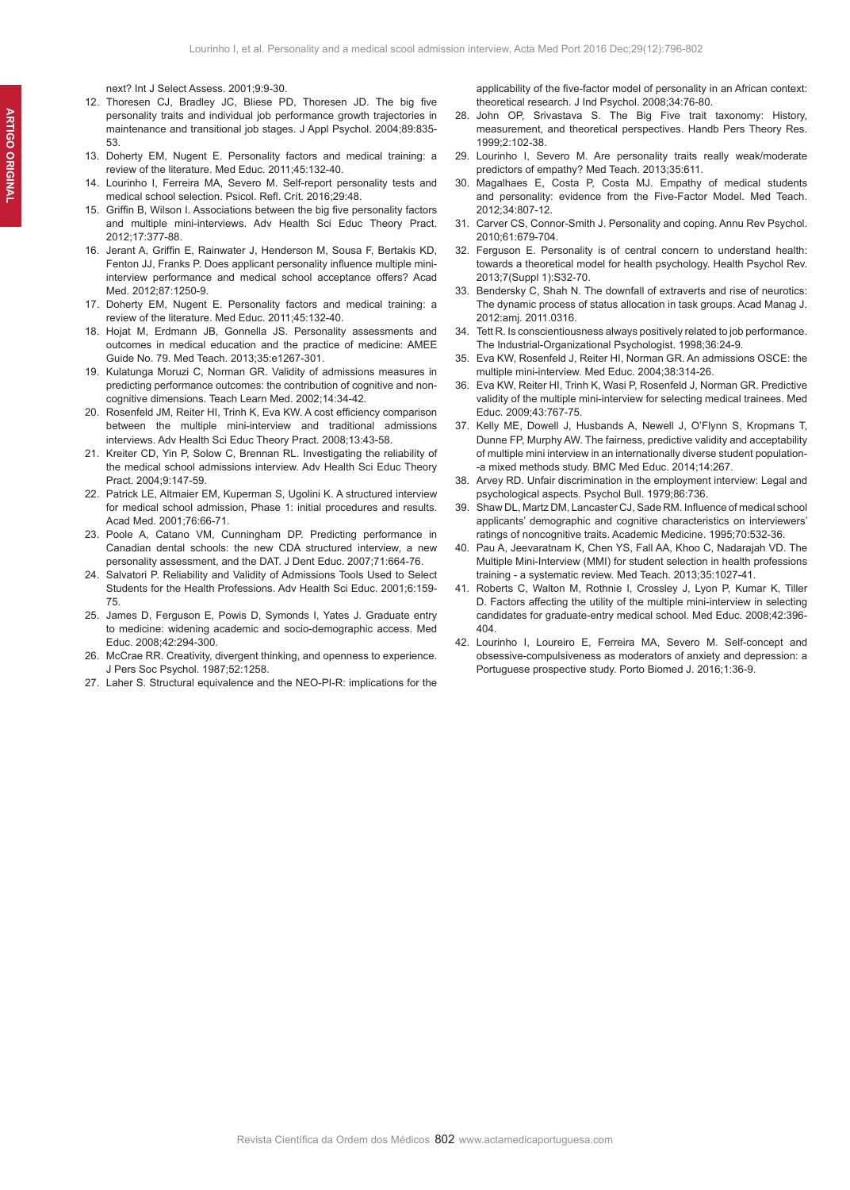next? Int J Select Assess. 2001;9:9-30.

12. Thoresen CJ, Bradley JC, Bliese PD, Thoresen JD. The big five personality traits and individual job performance growth trajectories in maintenance and transitional job stages. J Appl Psychol. 2004;89:835-53.
13. Doherty EM, Nugent E. Personality factors and medical training: a review of the literature. Med Educ. 2011;45:132-40.
14. Lourinho I, Ferreira MA, Severo M. Self-report personality tests and medical school selection. Psicol. Refl. Crít. 2016;29:48.
15. Griffin B, Wilson I. Associations between the big five personality factors and multiple mini-interviews. Adv Health Sci Educ Theory Pract. 2012;17:377-88.
16. Jerant A, Griffin E, Rainwater J, Henderson M, Sousa F, Bertakis KD, Fenton JJ, Franks P. Does applicant personality influence multiple mini-interview performance and medical school acceptance offers? Acad Med. 2012;87:1250-9.
17. Doherty EM, Nugent E. Personality factors and medical training: a review of the literature. Med Educ. 2011;45:132-40.
18. Hojat M, Erdmann JB, Gonnella JS. Personality assessments and outcomes in medical education and the practice of medicine: AMEE Guide No. 79. Med Teach. 2013;35:e1267-301.
19. Kulatunga Moruzi C, Norman GR. Validity of admissions measures in predicting performance outcomes: the contribution of cognitive and non-cognitive dimensions. Teach Learn Med. 2002;14:34-42.
20. Rosenfeld JM, Reiter HI, Trinh K, Eva KW. A cost efficiency comparison between the multiple mini-interview and traditional admissions interviews. Adv Health Sci Educ Theory Pract. 2008;13:43-58.
21. Kreiter CD, Yin P, Solow C, Brennan RL. Investigating the reliability of the medical school admissions interview. Adv Health Sci Educ Theory Pract. 2004;9:147-59.
22. Patrick LE, Altmaier EM, Kuperman S, Ugolini K. A structured interview for medical school admission, Phase 1: initial procedures and results. Acad Med. 2001;76:66-71.
23. Poole A, Catano VM, Cunningham DP. Predicting performance in Canadian dental schools: the new CDA structured interview, a new personality assessment, and the DAT. J Dent Educ. 2007;71:664-76.
24. Salvatori P. Reliability and Validity of Admissions Tools Used to Select Students for the Health Professions. Adv Health Sci Educ. 2001;6:159-75.
25. James D, Ferguson E, Powis D, Symonds I, Yates J. Graduate entry to medicine: widening academic and socio-demographic access. Med Educ. 2008;42:294-300.
26. McCrae RR. Creativity, divergent thinking, and openness to experience. J Pers Soc Psychol. 1987;52:1258.
27. Laher S. Structural equivalence and the NEO-PI-R: implications for the applicability of the five-factor model of personality in an African context: theoretical research. J Ind Psychol. 2008;34:76-80.
28. John OP, Srivastava S. The Big Five trait taxonomy: History, measurement, and theoretical perspectives. Handb Pers Theory Res. 1999;2:102-38.
29. Lourinho I, Severo M. Are personality traits really weak/moderate predictors of empathy? Med Teach. 2013;35:611.
30. Magalhaes E, Costa P, Costa MJ. Empathy of medical students and personality: evidence from the Five-Factor Model. Med Teach. 2012;34:807-12.
31. Carver CS, Connor-Smith J. Personality and coping. Annu Rev Psychol. 2010;61:679-704.
32. Ferguson E. Personality is of central concern to understand health: towards a theoretical model for health psychology. Health Psychol Rev. 2013;7(Suppl 1):S32-70.
33. Bendersky C, Shah N. The downfall of extraverts and rise of neurotics: The dynamic process of status allocation in task groups. Acad Manag J. 2012:amj. 2011.0316.
34. Tett R. Is conscientiousness always positively related to job performance. The Industrial-Organizational Psychologist. 1998;36:24-9.
35. Eva KW, Rosenfeld J, Reiter HI, Norman GR. An admissions OSCE: the multiple mini-interview. Med Educ. 2004;38:314-26.
36. Eva KW, Reiter HI, Trinh K, Wasi P, Rosenfeld J, Norman GR. Predictive validity of the multiple mini-interview for selecting medical trainees. Med Educ. 2009;43:767-75.
37. Kelly ME, Dowell J, Husbands A, Newell J, O'Flynn S, Kropmans T, Dunne FP, Murphy AW. The fairness, predictive validity and acceptability of multiple mini interview in an internationally diverse student population--a mixed methods study. BMC Med Educ. 2014;14:267.
38. Arvey RD. Unfair discrimination in the employment interview: Legal and psychological aspects. Psychol Bull. 1979;86:736.
39. Shaw DL, Martz DM, Lancaster CJ, Sade RM. Influence of medical school applicants' demographic and cognitive characteristics on interviewers' ratings of noncognitive traits. Academic Medicine. 1995;70:532-36.
40. Pau A, Jeevaratnam K, Chen YS, Fall AA, Khoo C, Nadarajah VD. The Multiple Mini-Interview (MMI) for student selection in health professions training - a systematic review. Med Teach. 2013;35:1027-41.
41. Roberts C, Walton M, Rothnie I, Crossley J, Lyon P, Kumar K, Tiller D. Factors affecting the utility of the multiple mini-interview in selecting candidates for graduate-entry medical school. Med Educ. 2008;42:396-404.
42. Lourinho I, Loureiro E, Ferreira MA, Severo M. Self-concept and obsessive-compulsiveness as moderators of anxiety and depression: a Portuguese prospective study. Porto Biomed J. 2016;1:36-9.